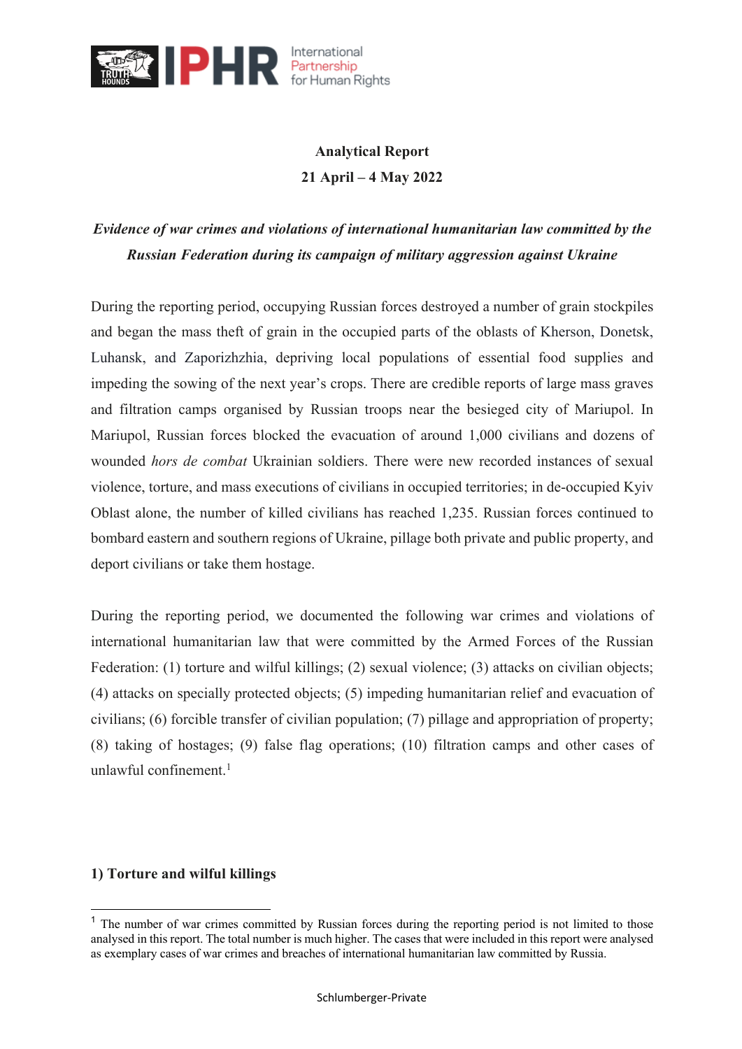**Analytical Report**

**21 April – 4 May 2022**

***Evidence of war crimes and violations of international humanitarian law committed by the Russian Federation during its campaign of military aggression against Ukraine***

During the reporting period, occupying Russian forces destroyed a number of grain stockpiles and began the mass theft of grain in the occupied parts of the oblasts of Kherson, Donetsk, Luhansk, and Zaporizhzhia, depriving local populations of essential food supplies and impeding the sowing of the next year's crops. There are credible reports of large mass graves and filtration camps organised by Russian troops near the besieged city of Mariupol. In Mariupol, Russian forces blocked the evacuation of around 1,000 civilians and dozens of wounded *hors de combat* Ukrainian soldiers. There were new recorded instances of sexual violence, torture, and mass executions of civilians in occupied territories; in de-occupied Kyiv Oblast alone, the number of killed civilians has reached 1,235. Russian forces continued to bombard eastern and southern regions of Ukraine, pillage both private and public property, and deport civilians or take them hostage.

During the reporting period, we documented the following war crimes and violations of international humanitarian law that were committed by the Armed Forces of the Russian Federation: (1) torture and wilful killings; (2) sexual violence; (3) attacks on civilian objects; (4) attacks on specially protected objects; (5) impeding humanitarian relief and evacuation of civilians; (6) forcible transfer of civilian population; (7) pillage and appropriation of property; (8) taking of hostages; (9) false flag operations; (10) filtration camps and other cases of unlawful confinement.[1]

## 1) Torture and wilful killings

[1] The number of war crimes committed by Russian forces during the reporting period is not limited to those analysed in this report. The total number is much higher. The cases that were included in this report were analysed as exemplary cases of war crimes and breaches of international humanitarian law committed by Russia.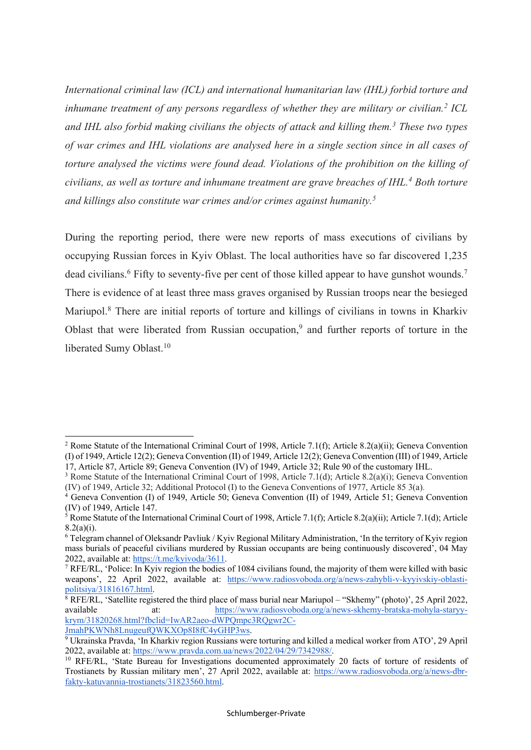*International criminal law (ICL) and international humanitarian law (IHL) forbid torture and inhumane treatment of any persons regardless of whether they are military or civilian.[2] ICL and IHL also forbid making civilians the objects of attack and killing them.[3] These two types of war crimes and IHL violations are analysed here in a single section since in all cases of torture analysed the victims were found dead. Violations of the prohibition on the killing of civilians, as well as torture and inhumane treatment are grave breaches of IHL.[4] Both torture and killings also constitute war crimes and/or crimes against humanity.[5]*

During the reporting period, there were new reports of mass executions of civilians by occupying Russian forces in Kyiv Oblast. The local authorities have so far discovered 1,235 dead civilians.[6] Fifty to seventy-five per cent of those killed appear to have gunshot wounds.[7] There is evidence of at least three mass graves organised by Russian troops near the besieged Mariupol.[8] There are initial reports of torture and killings of civilians in towns in Kharkiv Oblast that were liberated from Russian occupation,[9] and further reports of torture in the liberated Sumy Oblast.[10]

---

[2] Rome Statute of the International Criminal Court of 1998, Article 7.1(f); Article 8.2(a)(ii); Geneva Convention (I) of 1949, Article 12(2); Geneva Convention (II) of 1949, Article 12(2); Geneva Convention (III) of 1949, Article 17, Article 87, Article 89; Geneva Convention (IV) of 1949, Article 32; Rule 90 of the customary IHL.

[3] Rome Statute of the International Criminal Court of 1998, Article 7.1(d); Article 8.2(a)(i); Geneva Convention (IV) of 1949, Article 32; Additional Protocol (I) to the Geneva Conventions of 1977, Article 85 3(a).

[4] Geneva Convention (I) of 1949, Article 50; Geneva Convention (II) of 1949, Article 51; Geneva Convention (IV) of 1949, Article 147.

[5] Rome Statute of the International Criminal Court of 1998, Article 7.1(f); Article 8.2(a)(ii); Article 7.1(d); Article 8.2(a)(i).

[6] Telegram channel of Oleksandr Pavliuk / Kyiv Regional Military Administration, 'In the territory of Kyiv region mass burials of peaceful civilians murdered by Russian occupants are being continuously discovered', 04 May 2022, available at: https://t.me/kyivoda/3611.

[7] RFE/RL, 'Police: In Kyiv region the bodies of 1084 civilians found, the majority of them were killed with basic weapons', 22 April 2022, available at: https://www.radiosvoboda.org/a/news-zahybli-v-kyyivskiy-oblasti-politsiya/31816167.html.

[8] RFE/RL, 'Satellite registered the third place of mass burial near Mariupol – "Skhemy" (photo)', 25 April 2022, available at: https://www.radiosvoboda.org/a/news-skhemy-bratska-mohyla-staryy-krym/31820268.html?fbclid=IwAR2aeo-dWPQmpc3RQgwr2C-JmahPKWNh8LnugeufQWKXOp8I8fC4yGHP3ws.

[9] Ukrainska Pravda, 'In Kharkiv region Russians were torturing and killed a medical worker from ATO', 29 April 2022, available at: https://www.pravda.com.ua/news/2022/04/29/7342988/.

[10] RFE/RL, 'State Bureau for Investigations documented approximately 20 facts of torture of residents of Trostianets by Russian military men', 27 April 2022, available at: https://www.radiosvoboda.org/a/news-dbr-fakty-katuvannia-trostianets/31823560.html.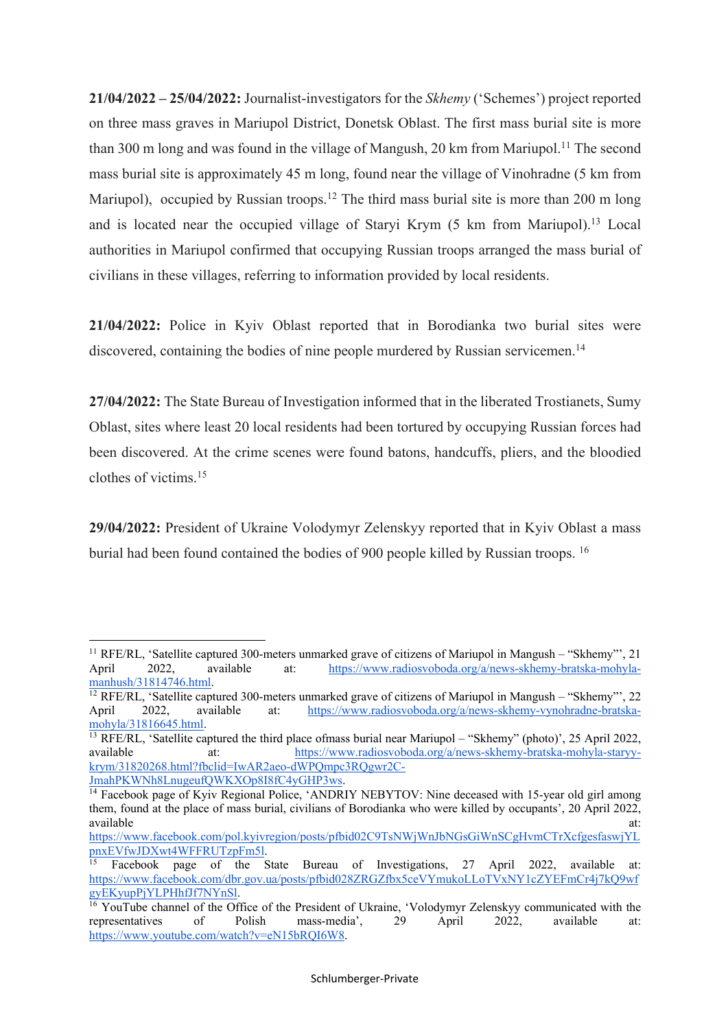**21/04/2022 – 25/04/2022:** Journalist-investigators for the *Skhemy* ('Schemes') project reported on three mass graves in Mariupol District, Donetsk Oblast. The first mass burial site is more than 300 m long and was found in the village of Mangush, 20 km from Mariupol.[11] The second mass burial site is approximately 45 m long, found near the village of Vinohradne (5 km from Mariupol), occupied by Russian troops.[12] The third mass burial site is more than 200 m long and is located near the occupied village of Staryi Krym (5 km from Mariupol).[13] Local authorities in Mariupol confirmed that occupying Russian troops arranged the mass burial of civilians in these villages, referring to information provided by local residents.

**21/04/2022:** Police in Kyiv Oblast reported that in Borodianka two burial sites were discovered, containing the bodies of nine people murdered by Russian servicemen.[14]

**27/04/2022:** The State Bureau of Investigation informed that in the liberated Trostianets, Sumy Oblast, sites where least 20 local residents had been tortured by occupying Russian forces had been discovered. At the crime scenes were found batons, handcuffs, pliers, and the bloodied clothes of victims.[15]

**29/04/2022:** President of Ukraine Volodymyr Zelenskyy reported that in Kyiv Oblast a mass burial had been found contained the bodies of 900 people killed by Russian troops. [16]

---

[11] RFE/RL, 'Satellite captured 300-meters unmarked grave of citizens of Mariupol in Mangush – "Skhemy"', 21 April 2022, available at: https://www.radiosvoboda.org/a/news-skhemy-bratska-mohyla-manhush/31814746.html.

[12] RFE/RL, 'Satellite captured 300-meters unmarked grave of citizens of Mariupol in Mangush – "Skhemy"', 22 April 2022, available at: https://www.radiosvoboda.org/a/news-skhemy-vynohradne-bratska-mohyla/31816645.html.

[13] RFE/RL, 'Satellite captured the third place ofmass burial near Mariupol – "Skhemy" (photo)', 25 April 2022, available at: https://www.radiosvoboda.org/a/news-skhemy-bratska-mohyla-staryy-krym/31820268.html?fbclid=IwAR2aeo-dWPQmpc3RQgwr2C-JmahPKWNh8LnugeufQWKXOp8I8fC4yGHP3ws.

[14] Facebook page of Kyiv Regional Police, 'ANDRIY NEBYTOV: Nine deceased with 15-year old girl among them, found at the place of mass burial, civilians of Borodianka who were killed by occupants', 20 April 2022, available at: https://www.facebook.com/pol.kyivregion/posts/pfbid02C9TsNWjWnJbNGsGiWnSCgHvmCTrXcfgesfaswjYLpnxEVfwJDXwt4WFFRUTzpFm5l.

[15] Facebook page of the State Bureau of Investigations, 27 April 2022, available at: https://www.facebook.com/dbr.gov.ua/posts/pfbid028ZRGZfbx5ceVYmukoLLoTVxNY1cZYEFmCr4j7kQ9wfgyEKyupPjYLPHhfJf7NYnSl.

[16] YouTube channel of the Office of the President of Ukraine, 'Volodymyr Zelenskyy communicated with the representatives of Polish mass-media', 29 April 2022, available at: https://www.youtube.com/watch?v=eN15bRQI6W8.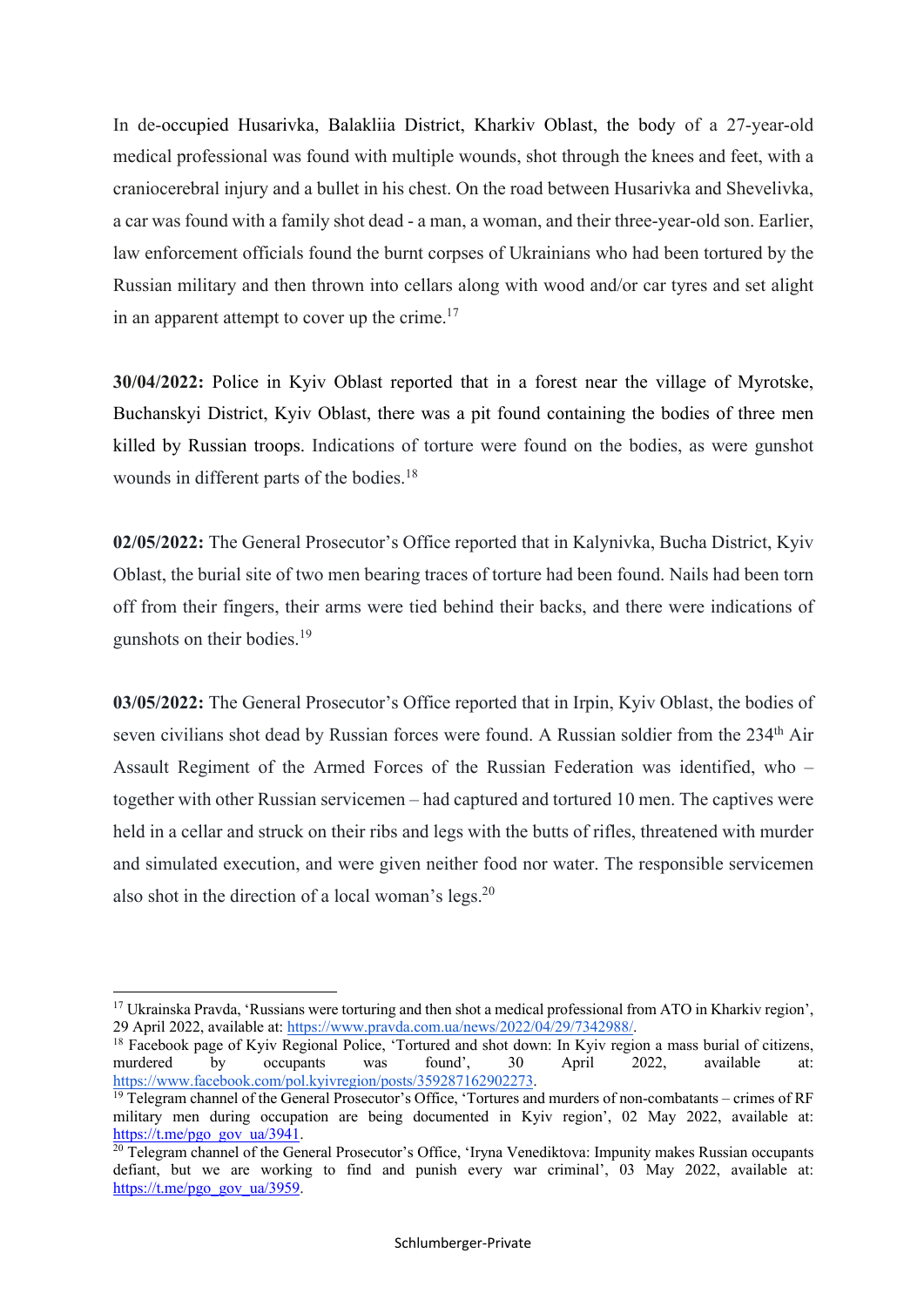In de-occupied Husarivka, Balakliia District, Kharkiv Oblast, the body of a 27-year-old medical professional was found with multiple wounds, shot through the knees and feet, with a craniocerebral injury and a bullet in his chest. On the road between Husarivka and Shevelivka, a car was found with a family shot dead - a man, a woman, and their three-year-old son. Earlier, law enforcement officials found the burnt corpses of Ukrainians who had been tortured by the Russian military and then thrown into cellars along with wood and/or car tyres and set alight in an apparent attempt to cover up the crime.[17]

**30/04/2022:** Police in Kyiv Oblast reported that in a forest near the village of Myrotske, Buchanskyi District, Kyiv Oblast, there was a pit found containing the bodies of three men killed by Russian troops. Indications of torture were found on the bodies, as were gunshot wounds in different parts of the bodies.[18]

**02/05/2022:** The General Prosecutor's Office reported that in Kalynivka, Bucha District, Kyiv Oblast, the burial site of two men bearing traces of torture had been found. Nails had been torn off from their fingers, their arms were tied behind their backs, and there were indications of gunshots on their bodies.[19]

**03/05/2022:** The General Prosecutor's Office reported that in Irpin, Kyiv Oblast, the bodies of seven civilians shot dead by Russian forces were found. A Russian soldier from the 234th Air Assault Regiment of the Armed Forces of the Russian Federation was identified, who – together with other Russian servicemen – had captured and tortured 10 men. The captives were held in a cellar and struck on their ribs and legs with the butts of rifles, threatened with murder and simulated execution, and were given neither food nor water. The responsible servicemen also shot in the direction of a local woman's legs.[20]

---

[17] Ukrainska Pravda, 'Russians were torturing and then shot a medical professional from ATO in Kharkiv region', 29 April 2022, available at: https://www.pravda.com.ua/news/2022/04/29/7342988/.

[18] Facebook page of Kyiv Regional Police, 'Tortured and shot down: In Kyiv region a mass burial of citizens, murdered by occupants was found', 30 April 2022, available at: https://www.facebook.com/pol.kyivregion/posts/359287162902273.

[19] Telegram channel of the General Prosecutor's Office, 'Tortures and murders of non-combatants – crimes of RF military men during occupation are being documented in Kyiv region', 02 May 2022, available at: https://t.me/pgo_gov_ua/3941.

[20] Telegram channel of the General Prosecutor's Office, 'Iryna Venediktova: Impunity makes Russian occupants defiant, but we are working to find and punish every war criminal', 03 May 2022, available at: https://t.me/pgo_gov_ua/3959.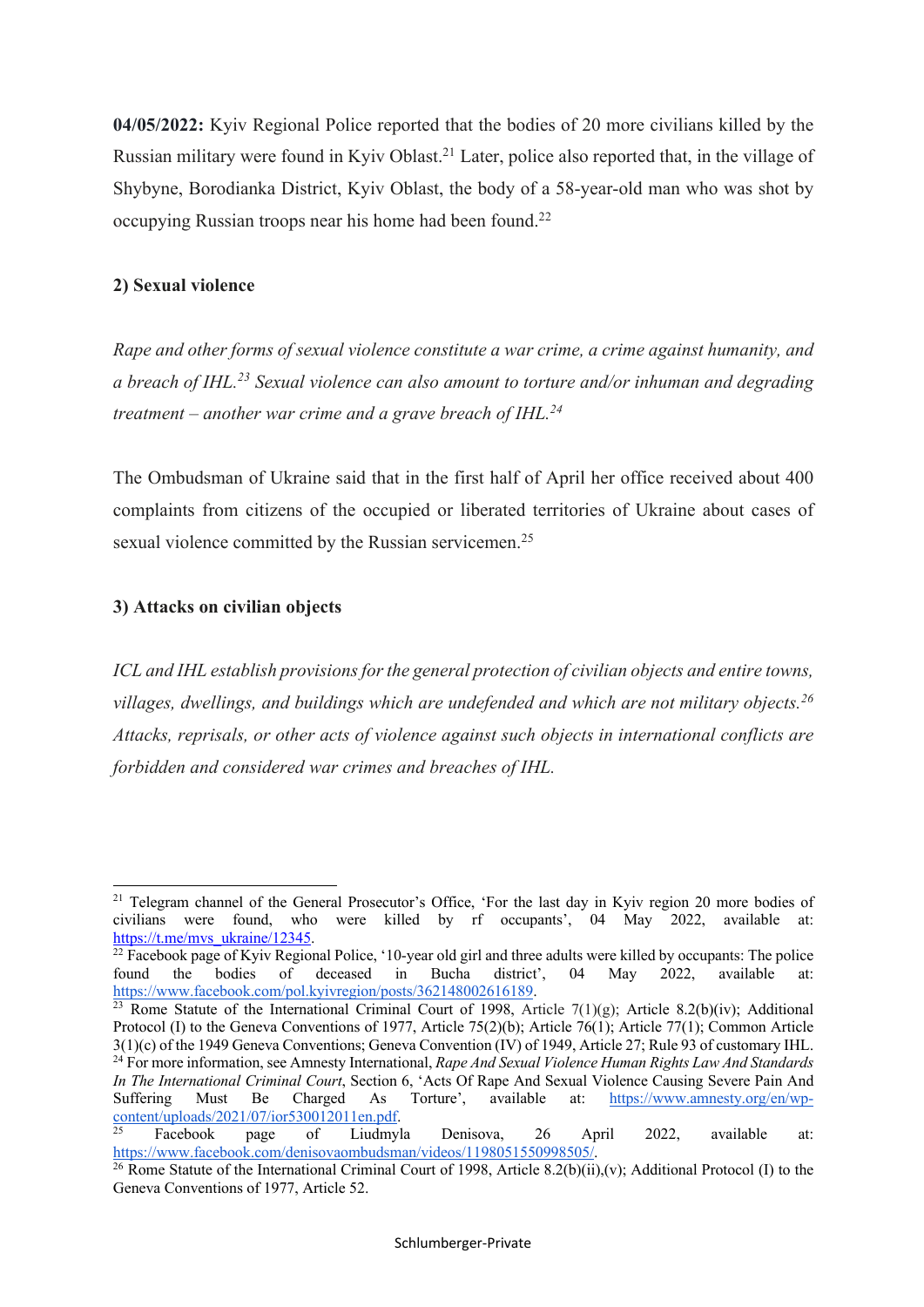**04/05/2022:** Kyiv Regional Police reported that the bodies of 20 more civilians killed by the Russian military were found in Kyiv Oblast.[21] Later, police also reported that, in the village of Shybyne, Borodianka District, Kyiv Oblast, the body of a 58-year-old man who was shot by occupying Russian troops near his home had been found.[22]

### 2) Sexual violence

*Rape and other forms of sexual violence constitute a war crime, a crime against humanity, and a breach of IHL.[23] Sexual violence can also amount to torture and/or inhuman and degrading treatment – another war crime and a grave breach of IHL.[24]*

The Ombudsman of Ukraine said that in the first half of April her office received about 400 complaints from citizens of the occupied or liberated territories of Ukraine about cases of sexual violence committed by the Russian servicemen.[25]

### 3) Attacks on civilian objects

*ICL and IHL establish provisions for the general protection of civilian objects and entire towns, villages, dwellings, and buildings which are undefended and which are not military objects.[26] Attacks, reprisals, or other acts of violence against such objects in international conflicts are forbidden and considered war crimes and breaches of IHL.*

---

[21] Telegram channel of the General Prosecutor's Office, 'For the last day in Kyiv region 20 more bodies of civilians were found, who were killed by rf occupants', 04 May 2022, available at: https://t.me/mvs_ukraine/12345.

[22] Facebook page of Kyiv Regional Police, '10-year old girl and three adults were killed by occupants: The police found the bodies of deceased in Bucha district', 04 May 2022, available at: https://www.facebook.com/pol.kyivregion/posts/362148002616189.

[23] Rome Statute of the International Criminal Court of 1998, Article 7(1)(g); Article 8.2(b)(iv); Additional Protocol (I) to the Geneva Conventions of 1977, Article 75(2)(b); Article 76(1); Article 77(1); Common Article 3(1)(c) of the 1949 Geneva Conventions; Geneva Convention (IV) of 1949, Article 27; Rule 93 of customary IHL.

[24] For more information, see Amnesty International, *Rape And Sexual Violence Human Rights Law And Standards In The International Criminal Court*, Section 6, 'Acts Of Rape And Sexual Violence Causing Severe Pain And Suffering Must Be Charged As Torture', available at: https://www.amnesty.org/en/wp-content/uploads/2021/07/ior530012011en.pdf.

[25] Facebook page of Liudmyla Denisova, 26 April 2022, available at: https://www.facebook.com/denisovaombudsman/videos/1198051550998505/.

[26] Rome Statute of the International Criminal Court of 1998, Article 8.2(b)(ii),(v); Additional Protocol (I) to the Geneva Conventions of 1977, Article 52.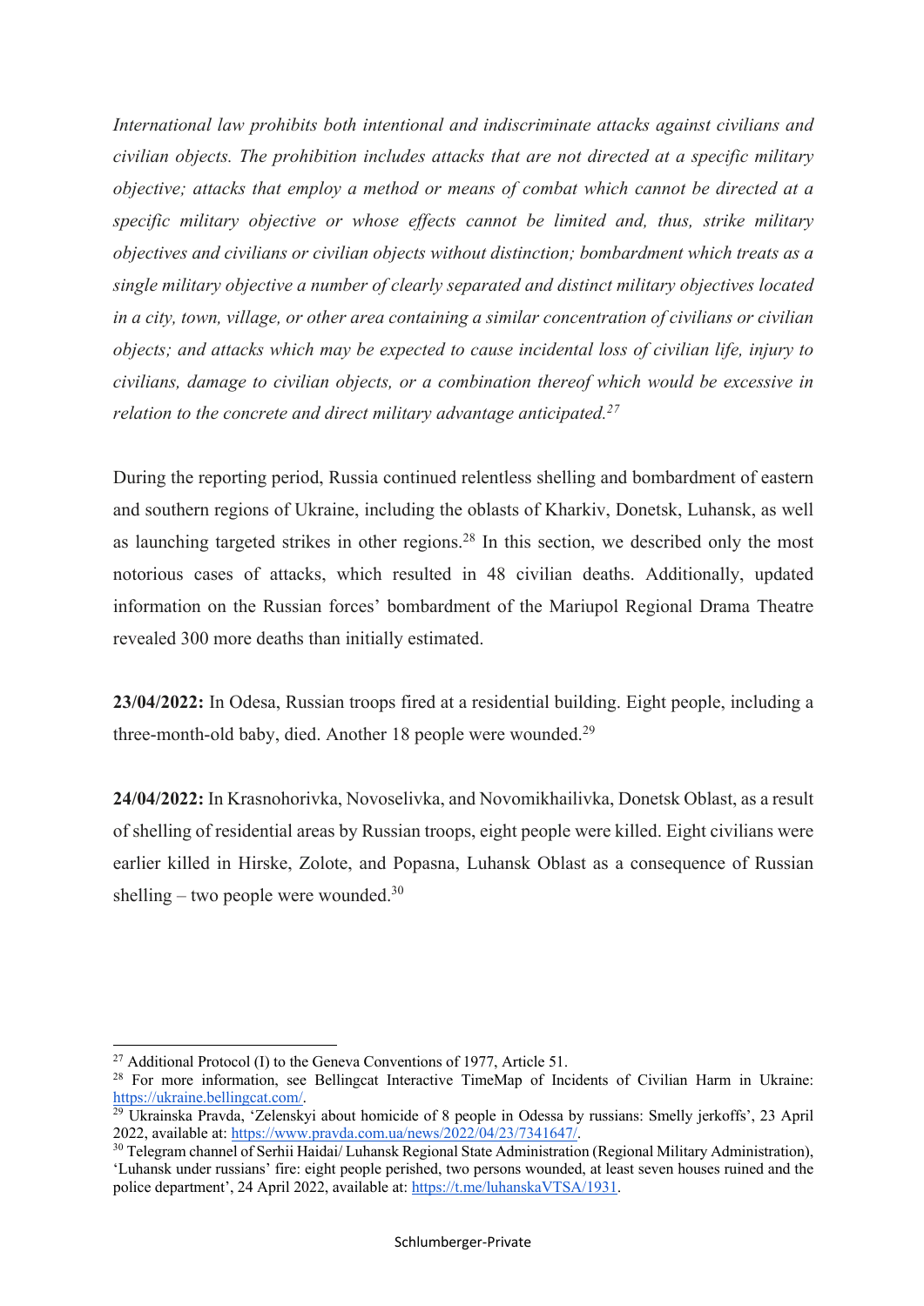*International law prohibits both intentional and indiscriminate attacks against civilians and civilian objects. The prohibition includes attacks that are not directed at a specific military objective; attacks that employ a method or means of combat which cannot be directed at a specific military objective or whose effects cannot be limited and, thus, strike military objectives and civilians or civilian objects without distinction; bombardment which treats as a single military objective a number of clearly separated and distinct military objectives located in a city, town, village, or other area containing a similar concentration of civilians or civilian objects; and attacks which may be expected to cause incidental loss of civilian life, injury to civilians, damage to civilian objects, or a combination thereof which would be excessive in relation to the concrete and direct military advantage anticipated.*[27]

During the reporting period, Russia continued relentless shelling and bombardment of eastern and southern regions of Ukraine, including the oblasts of Kharkiv, Donetsk, Luhansk, as well as launching targeted strikes in other regions.[28] In this section, we described only the most notorious cases of attacks, which resulted in 48 civilian deaths. Additionally, updated information on the Russian forces' bombardment of the Mariupol Regional Drama Theatre revealed 300 more deaths than initially estimated.

**23/04/2022:** In Odesa, Russian troops fired at a residential building. Eight people, including a three-month-old baby, died. Another 18 people were wounded.[29]

**24/04/2022:** In Krasnohorivka, Novoselivka, and Novomikhailivka, Donetsk Oblast, as a result of shelling of residential areas by Russian troops, eight people were killed. Eight civilians were earlier killed in Hirske, Zolote, and Popasna, Luhansk Oblast as a consequence of Russian shelling – two people were wounded.[30]

---

[27] Additional Protocol (I) to the Geneva Conventions of 1977, Article 51.

[28] For more information, see Bellingcat Interactive TimeMap of Incidents of Civilian Harm in Ukraine: https://ukraine.bellingcat.com/.

[29] Ukrainska Pravda, 'Zelenskyi about homicide of 8 people in Odessa by russians: Smelly jerkoffs', 23 April 2022, available at: https://www.pravda.com.ua/news/2022/04/23/7341647/.

[30] Telegram channel of Serhii Haidai/ Luhansk Regional State Administration (Regional Military Administration), 'Luhansk under russians' fire: eight people perished, two persons wounded, at least seven houses ruined and the police department', 24 April 2022, available at: https://t.me/luhanskaVTSA/1931.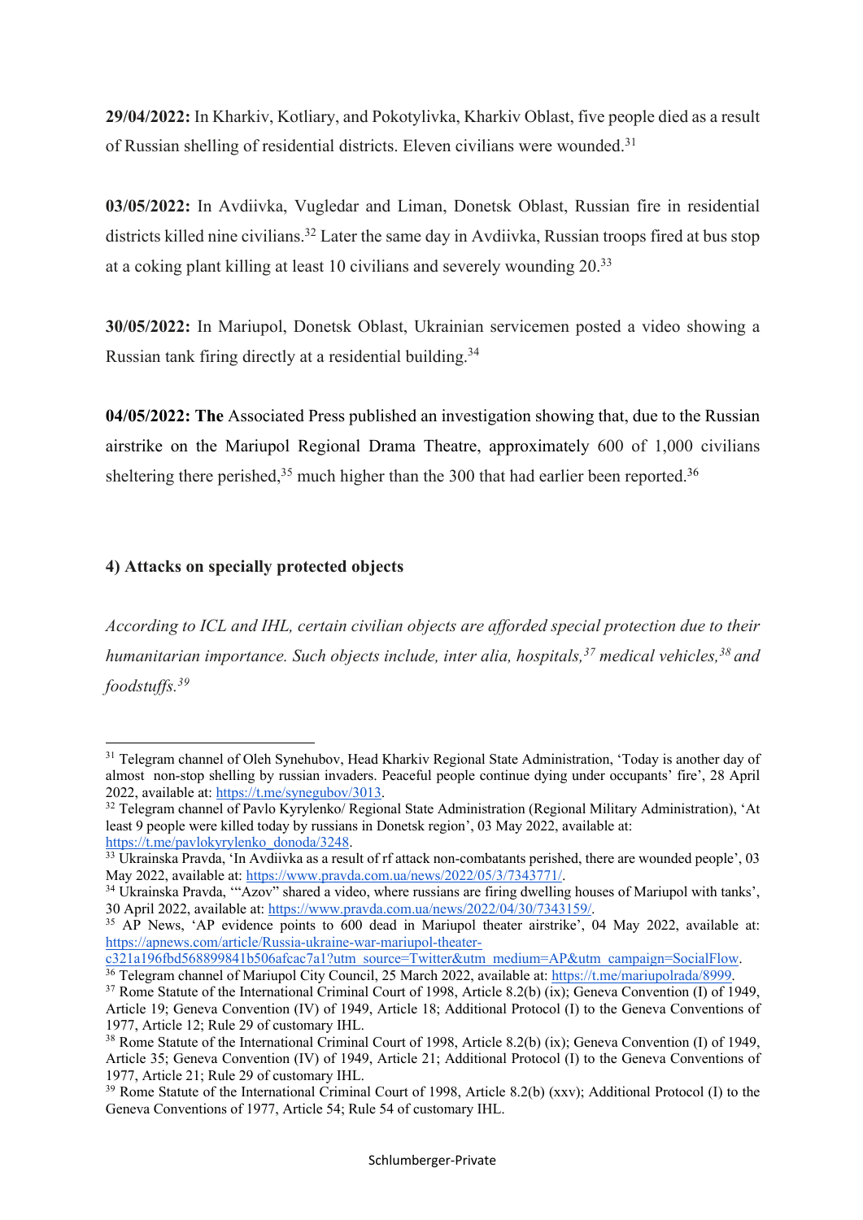**29/04/2022:** In Kharkiv, Kotliary, and Pokotylivka, Kharkiv Oblast, five people died as a result of Russian shelling of residential districts. Eleven civilians were wounded.[31]

**03/05/2022:** In Avdiivka, Vugledar and Liman, Donetsk Oblast, Russian fire in residential districts killed nine civilians.[32] Later the same day in Avdiivka, Russian troops fired at bus stop at a coking plant killing at least 10 civilians and severely wounding 20.[33]

**30/05/2022:** In Mariupol, Donetsk Oblast, Ukrainian servicemen posted a video showing a Russian tank firing directly at a residential building.[34]

**04/05/2022: The** Associated Press published an investigation showing that, due to the Russian airstrike on the Mariupol Regional Drama Theatre, approximately 600 of 1,000 civilians sheltering there perished,[35] much higher than the 300 that had earlier been reported.[36]

### 4) Attacks on specially protected objects

*According to ICL and IHL, certain civilian objects are afforded special protection due to their humanitarian importance. Such objects include, inter alia, hospitals,[37] medical vehicles,[38] and foodstuffs.[39]*

---

[31] Telegram channel of Oleh Synehubov, Head Kharkiv Regional State Administration, 'Today is another day of almost non-stop shelling by russian invaders. Peaceful people continue dying under occupants' fire', 28 April 2022, available at: https://t.me/synegubov/3013.

[32] Telegram channel of Pavlo Kyrylenko/ Regional State Administration (Regional Military Administration), 'At least 9 people were killed today by russians in Donetsk region', 03 May 2022, available at: https://t.me/pavlokyrylenko_donoda/3248.

[33] Ukrainska Pravda, 'In Avdiivka as a result of rf attack non-combatants perished, there are wounded people', 03 May 2022, available at: https://www.pravda.com.ua/news/2022/05/3/7343771/.

[34] Ukrainska Pravda, '"Azov" shared a video, where russians are firing dwelling houses of Mariupol with tanks', 30 April 2022, available at: https://www.pravda.com.ua/news/2022/04/30/7343159/.

[35] AP News, 'AP evidence points to 600 dead in Mariupol theater airstrike', 04 May 2022, available at: https://apnews.com/article/Russia-ukraine-war-mariupol-theater-c321a196fbd568899841b506afcac7a1?utm_source=Twitter&utm_medium=AP&utm_campaign=SocialFlow.

[36] Telegram channel of Mariupol City Council, 25 March 2022, available at: https://t.me/mariupolrada/8999.

[37] Rome Statute of the International Criminal Court of 1998, Article 8.2(b) (ix); Geneva Convention (I) of 1949, Article 19; Geneva Convention (IV) of 1949, Article 18; Additional Protocol (I) to the Geneva Conventions of 1977, Article 12; Rule 29 of customary IHL.

[38] Rome Statute of the International Criminal Court of 1998, Article 8.2(b) (ix); Geneva Convention (I) of 1949, Article 35; Geneva Convention (IV) of 1949, Article 21; Additional Protocol (I) to the Geneva Conventions of 1977, Article 21; Rule 29 of customary IHL.

[39] Rome Statute of the International Criminal Court of 1998, Article 8.2(b) (xxv); Additional Protocol (I) to the Geneva Conventions of 1977, Article 54; Rule 54 of customary IHL.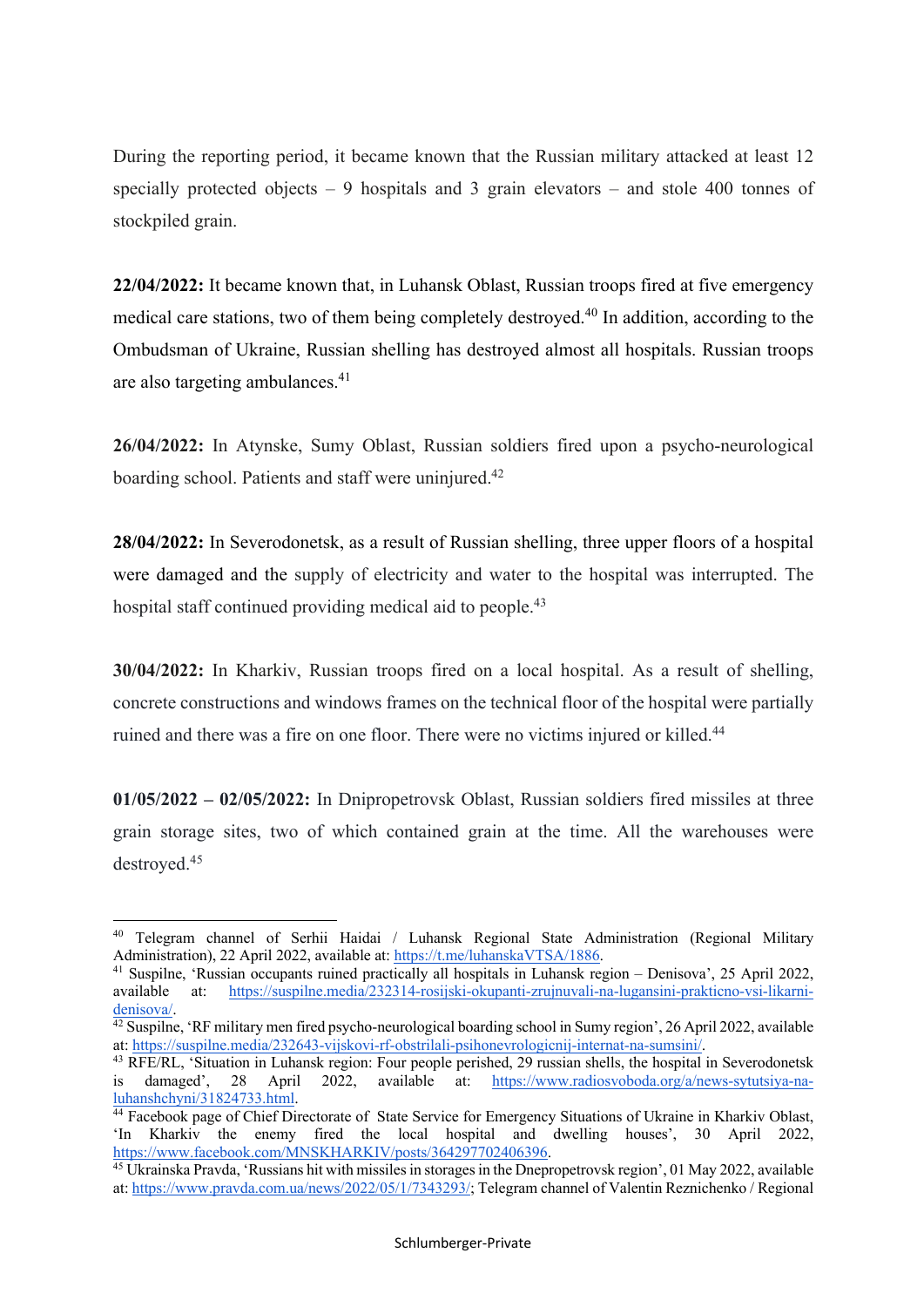During the reporting period, it became known that the Russian military attacked at least 12 specially protected objects – 9 hospitals and 3 grain elevators – and stole 400 tonnes of stockpiled grain.

**22/04/2022:** It became known that, in Luhansk Oblast, Russian troops fired at five emergency medical care stations, two of them being completely destroyed.[40] In addition, according to the Ombudsman of Ukraine, Russian shelling has destroyed almost all hospitals. Russian troops are also targeting ambulances.[41]

**26/04/2022:** In Atynske, Sumy Oblast, Russian soldiers fired upon a psycho-neurological boarding school. Patients and staff were uninjured.[42]

**28/04/2022:** In Severodonetsk, as a result of Russian shelling, three upper floors of a hospital were damaged and the supply of electricity and water to the hospital was interrupted. The hospital staff continued providing medical aid to people.[43]

**30/04/2022:** In Kharkiv, Russian troops fired on a local hospital. As a result of shelling, concrete constructions and windows frames on the technical floor of the hospital were partially ruined and there was a fire on one floor. There were no victims injured or killed.[44]

**01/05/2022 – 02/05/2022:** In Dnipropetrovsk Oblast, Russian soldiers fired missiles at three grain storage sites, two of which contained grain at the time. All the warehouses were destroyed.[45]

---

[40] Telegram channel of Serhii Haidai / Luhansk Regional State Administration (Regional Military Administration), 22 April 2022, available at: https://t.me/luhanskaVTSA/1886.

[41] Suspilne, 'Russian occupants ruined practically all hospitals in Luhansk region – Denisova', 25 April 2022, available at: https://suspilne.media/232314-rosijski-okupanti-zrujnuvali-na-lugansini-prakticno-vsi-likarni-denisova/.

[42] Suspilne, 'RF military men fired psycho-neurological boarding school in Sumy region', 26 April 2022, available at: https://suspilne.media/232643-vijskovi-rf-obstrilali-psihonevrologicnij-internat-na-sumsini/.

[43] RFE/RL, 'Situation in Luhansk region: Four people perished, 29 russian shells, the hospital in Severodonetsk is damaged', 28 April 2022, available at: https://www.radiosvoboda.org/a/news-sytutsiya-na-luhanshchyni/31824733.html.

[44] Facebook page of Chief Directorate of State Service for Emergency Situations of Ukraine in Kharkiv Oblast, 'In Kharkiv the enemy fired the local hospital and dwelling houses', 30 April 2022, https://www.facebook.com/MNSKHARKIV/posts/364297702406396.

[45] Ukrainska Pravda, 'Russians hit with missiles in storages in the Dnepropetrovsk region', 01 May 2022, available at: https://www.pravda.com.ua/news/2022/05/1/7343293/; Telegram channel of Valentin Reznichenko / Regional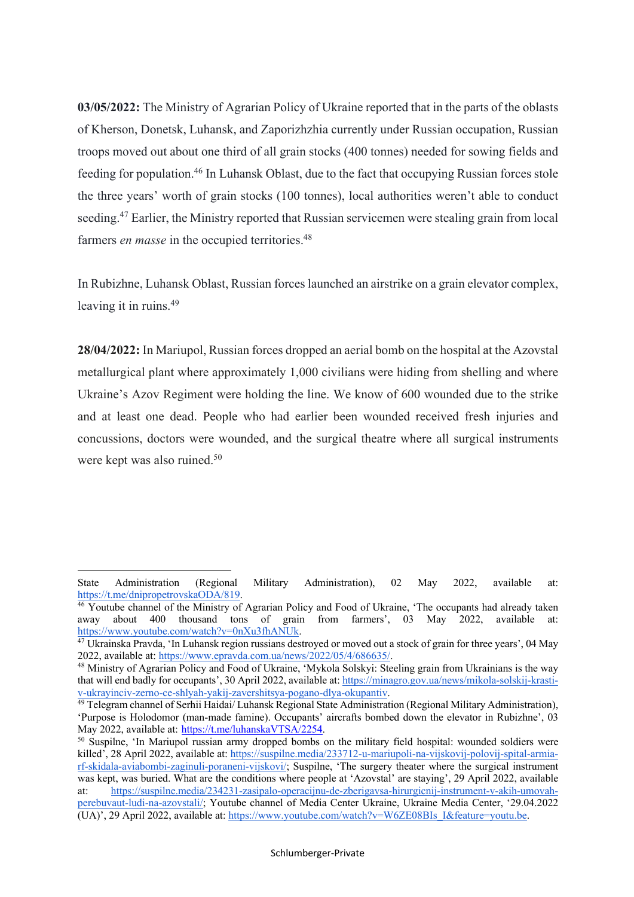**03/05/2022:** The Ministry of Agrarian Policy of Ukraine reported that in the parts of the oblasts of Kherson, Donetsk, Luhansk, and Zaporizhzhia currently under Russian occupation, Russian troops moved out about one third of all grain stocks (400 tonnes) needed for sowing fields and feeding for population.[46] In Luhansk Oblast, due to the fact that occupying Russian forces stole the three years' worth of grain stocks (100 tonnes), local authorities weren't able to conduct seeding.[47] Earlier, the Ministry reported that Russian servicemen were stealing grain from local farmers *en masse* in the occupied territories.[48]

In Rubizhne, Luhansk Oblast, Russian forces launched an airstrike on a grain elevator complex, leaving it in ruins.[49]

**28/04/2022:** In Mariupol, Russian forces dropped an aerial bomb on the hospital at the Azovstal metallurgical plant where approximately 1,000 civilians were hiding from shelling and where Ukraine's Azov Regiment were holding the line. We know of 600 wounded due to the strike and at least one dead. People who had earlier been wounded received fresh injuries and concussions, doctors were wounded, and the surgical theatre where all surgical instruments were kept was also ruined.[50]

---

State Administration (Regional Military Administration), 02 May 2022, available at: https://t.me/dnipropetrovskaODA/819.

[46] Youtube channel of the Ministry of Agrarian Policy and Food of Ukraine, 'The occupants had already taken away about 400 thousand tons of grain from farmers', 03 May 2022, available at: https://www.youtube.com/watch?v=0nXu3fhANUk.

[47] Ukrainska Pravda, 'In Luhansk region russians destroyed or moved out a stock of grain for three years', 04 May 2022, available at: https://www.epravda.com.ua/news/2022/05/4/686635/.

[48] Ministry of Agrarian Policy and Food of Ukraine, 'Mykola Solskyi: Steeling grain from Ukrainians is the way that will end badly for occupants', 30 April 2022, available at: https://minagro.gov.ua/news/mikola-solskij-krasti-v-ukrayinciv-zerno-ce-shlyah-yakij-zavershitsya-pogano-dlya-okupantiv.

[49] Telegram channel of Serhii Haidai/ Luhansk Regional State Administration (Regional Military Administration), 'Purpose is Holodomor (man-made famine). Occupants' aircrafts bombed down the elevator in Rubizhne', 03 May 2022, available at: https://t.me/luhanskaVTSA/2254.

[50] Suspilne, 'In Mariupol russian army dropped bombs on the military field hospital: wounded soldiers were killed', 28 April 2022, available at: https://suspilne.media/233712-u-mariupoli-na-vijskovij-polovij-spital-armia-rf-skidala-aviabombi-zaginuli-poraneni-vijskovi/; Suspilne, 'The surgery theater where the surgical instrument was kept, was buried. What are the conditions where people at 'Azovstal' are staying', 29 April 2022, available at: https://suspilne.media/234231-zasipalo-operacijnu-de-zberigavsa-hirurgicnij-instrument-v-akih-umovah-perebuvaut-ludi-na-azovstali/; Youtube channel of Media Center Ukraine, Ukraine Media Center, '29.04.2022 (UA)', 29 April 2022, available at: https://www.youtube.com/watch?v=W6ZE08BIs_I&feature=youtu.be.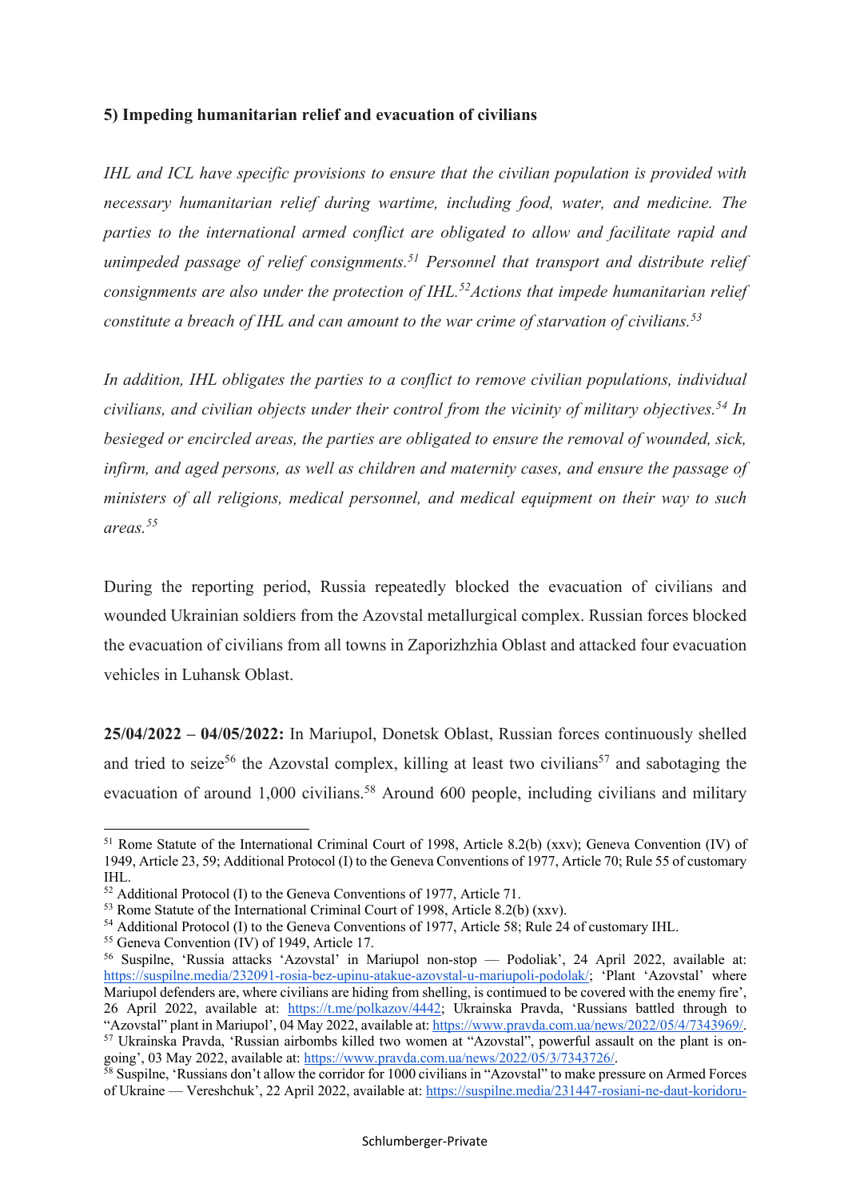**5) Impeding humanitarian relief and evacuation of civilians**

*IHL and ICL have specific provisions to ensure that the civilian population is provided with necessary humanitarian relief during wartime, including food, water, and medicine. The parties to the international armed conflict are obligated to allow and facilitate rapid and unimpeded passage of relief consignments.*[51] *Personnel that transport and distribute relief consignments are also under the protection of IHL.*[52]*Actions that impede humanitarian relief constitute a breach of IHL and can amount to the war crime of starvation of civilians.*[53]

*In addition, IHL obligates the parties to a conflict to remove civilian populations, individual civilians, and civilian objects under their control from the vicinity of military objectives.*[54] *In besieged or encircled areas, the parties are obligated to ensure the removal of wounded, sick, infirm, and aged persons, as well as children and maternity cases, and ensure the passage of ministers of all religions, medical personnel, and medical equipment on their way to such areas.*[55]

During the reporting period, Russia repeatedly blocked the evacuation of civilians and wounded Ukrainian soldiers from the Azovstal metallurgical complex. Russian forces blocked the evacuation of civilians from all towns in Zaporizhzhia Oblast and attacked four evacuation vehicles in Luhansk Oblast.

**25/04/2022 – 04/05/2022:** In Mariupol, Donetsk Oblast, Russian forces continuously shelled and tried to seize[56] the Azovstal complex, killing at least two civilians[57] and sabotaging the evacuation of around 1,000 civilians.[58] Around 600 people, including civilians and military

---

[51] Rome Statute of the International Criminal Court of 1998, Article 8.2(b) (xxv); Geneva Convention (IV) of 1949, Article 23, 59; Additional Protocol (I) to the Geneva Conventions of 1977, Article 70; Rule 55 of customary IHL.

[52] Additional Protocol (I) to the Geneva Conventions of 1977, Article 71.

[53] Rome Statute of the International Criminal Court of 1998, Article 8.2(b) (xxv).

[54] Additional Protocol (I) to the Geneva Conventions of 1977, Article 58; Rule 24 of customary IHL.

[55] Geneva Convention (IV) of 1949, Article 17.

[56] Suspilne, 'Russia attacks 'Azovstal' in Mariupol non-stop — Podoliak', 24 April 2022, available at: https://suspilne.media/232091-rosia-bez-upinu-atakue-azovstal-u-mariupoli-podolak/; 'Plant 'Azovstal' where Mariupol defenders are, where civilians are hiding from shelling, is contimued to be covered with the enemy fire', 26 April 2022, available at: https://t.me/polkazov/4442; Ukrainska Pravda, 'Russians battled through to "Azovstal" plant in Mariupol', 04 May 2022, available at: https://www.pravda.com.ua/news/2022/05/4/7343969/.

[57] Ukrainska Pravda, 'Russian airbombs killed two women at "Azovstal", powerful assault on the plant is on-going', 03 May 2022, available at: https://www.pravda.com.ua/news/2022/05/3/7343726/.

[58] Suspilne, 'Russians don't allow the corridor for 1000 civilians in "Azovstal" to make pressure on Armed Forces of Ukraine — Vereshchuk', 22 April 2022, available at: https://suspilne.media/231447-rosiani-ne-daut-koridoru-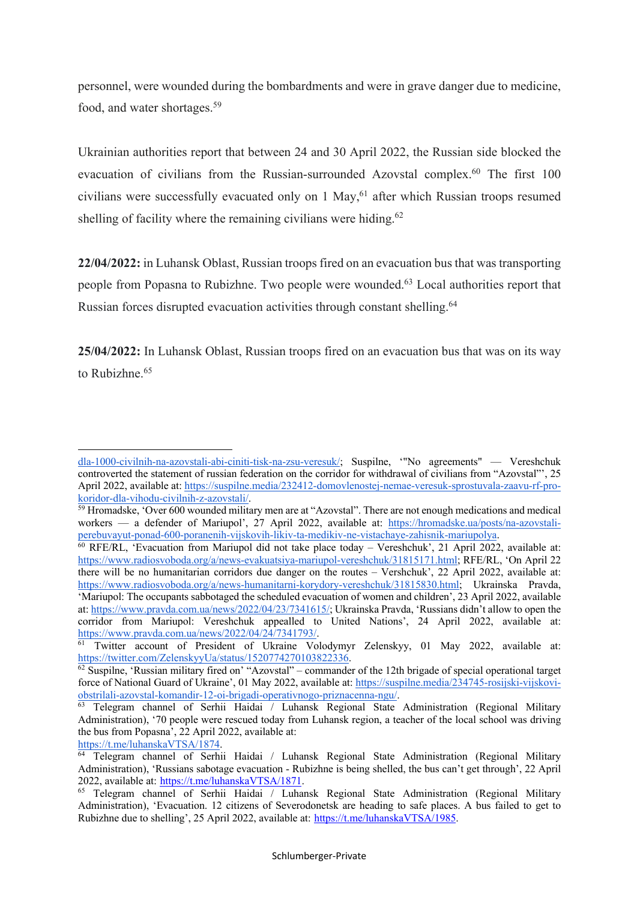personnel, were wounded during the bombardments and were in grave danger due to medicine, food, and water shortages.[59]

Ukrainian authorities report that between 24 and 30 April 2022, the Russian side blocked the evacuation of civilians from the Russian-surrounded Azovstal complex.[60] The first 100 civilians were successfully evacuated only on 1 May,[61] after which Russian troops resumed shelling of facility where the remaining civilians were hiding.[62]

**22/04/2022:** in Luhansk Oblast, Russian troops fired on an evacuation bus that was transporting people from Popasna to Rubizhne. Two people were wounded.[63] Local authorities report that Russian forces disrupted evacuation activities through constant shelling.[64]

**25/04/2022:** In Luhansk Oblast, Russian troops fired on an evacuation bus that was on its way to Rubizhne.[65]

---

dla-1000-civilnih-na-azovstali-abi-ciniti-tisk-na-zsu-veresuk/; Suspilne, '"No agreements" — Vereshchuk controverted the statement of russian federation on the corridor for withdrawal of civilians from "Azovstal"', 25 April 2022, available at: https://suspilne.media/232412-domovlenostej-nemae-veresuk-sprostuvala-zaavu-rf-pro-koridor-dla-vihodu-civilnih-z-azovstali/.

[59] Hromadske, 'Over 600 wounded military men are at "Azovstal". There are not enough medications and medical workers — a defender of Mariupol', 27 April 2022, available at: https://hromadske.ua/posts/na-azovstali-perebuvayut-ponad-600-poranenih-vijskovih-likiv-ta-medikiv-ne-vistachaye-zahisnik-mariupolya.

[60] RFE/RL, 'Evacuation from Mariupol did not take place today – Vereshchuk', 21 April 2022, available at: https://www.radiosvoboda.org/a/news-evakuatsiya-mariupol-vereshchuk/31815171.html; RFE/RL, 'On April 22 there will be no humanitarian corridors due danger on the routes – Vershchuk', 22 April 2022, available at: https://www.radiosvoboda.org/a/news-humanitarni-korydory-vereshchuk/31815830.html; Ukrainska Pravda, 'Mariupol: The occupants sabbotaged the scheduled evacuation of women and children', 23 April 2022, available at: https://www.pravda.com.ua/news/2022/04/23/7341615/; Ukrainska Pravda, 'Russians didn't allow to open the corridor from Mariupol: Vereshchuk appealled to United Nations', 24 April 2022, available at: https://www.pravda.com.ua/news/2022/04/24/7341793/.

[61] Twitter account of President of Ukraine Volodymyr Zelenskyy, 01 May 2022, available at: https://twitter.com/ZelenskyyUa/status/1520774270103822336.

[62] Suspilne, 'Russian military fired on' "Azovstal" – commander of the 12th brigade of special operational target force of National Guard of Ukraine', 01 May 2022, available at: https://suspilne.media/234745-rosijski-vijskovi-obstrilali-azovstal-komandir-12-oi-brigadi-operativnogo-priznacenna-ngu/.

[63] Telegram channel of Serhii Haidai / Luhansk Regional State Administration (Regional Military Administration), '70 people were rescued today from Luhansk region, a teacher of the local school was driving the bus from Popasna', 22 April 2022, available at: https://t.me/luhanskaVTSA/1874.

[64] Telegram channel of Serhii Haidai / Luhansk Regional State Administration (Regional Military Administration), 'Russians sabotage evacuation - Rubizhne is being shelled, the bus can't get through', 22 April 2022, available at: https://t.me/luhanskaVTSA/1871.

[65] Telegram channel of Serhii Haidai / Luhansk Regional State Administration (Regional Military Administration), 'Evacuation. 12 citizens of Severodonetsk are heading to safe places. A bus failed to get to Rubizhne due to shelling', 25 April 2022, available at: https://t.me/luhanskaVTSA/1985.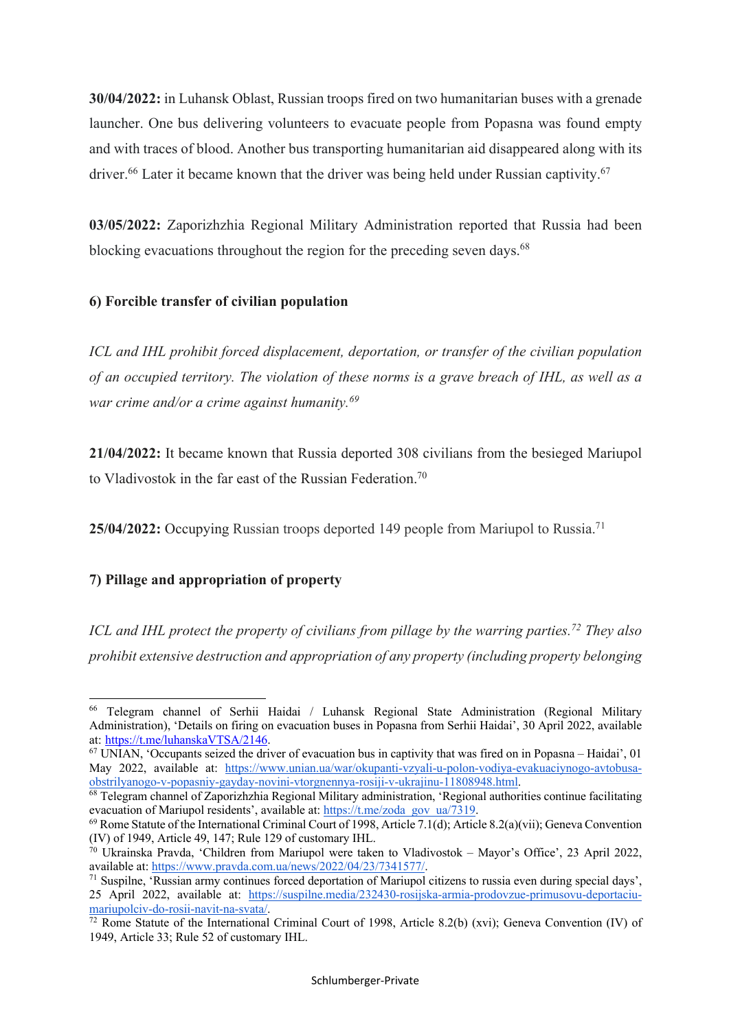**30/04/2022:** in Luhansk Oblast, Russian troops fired on two humanitarian buses with a grenade launcher. One bus delivering volunteers to evacuate people from Popasna was found empty and with traces of blood. Another bus transporting humanitarian aid disappeared along with its driver.[66] Later it became known that the driver was being held under Russian captivity.[67]

**03/05/2022:** Zaporizhzhia Regional Military Administration reported that Russia had been blocking evacuations throughout the region for the preceding seven days.[68]

### 6) Forcible transfer of civilian population

*ICL and IHL prohibit forced displacement, deportation, or transfer of the civilian population of an occupied territory. The violation of these norms is a grave breach of IHL, as well as a war crime and/or a crime against humanity.[69]*

**21/04/2022:** It became known that Russia deported 308 civilians from the besieged Mariupol to Vladivostok in the far east of the Russian Federation.[70]

**25/04/2022:** Occupying Russian troops deported 149 people from Mariupol to Russia.[71]

### 7) Pillage and appropriation of property

*ICL and IHL protect the property of civilians from pillage by the warring parties.[72] They also prohibit extensive destruction and appropriation of any property (including property belonging*

---

[66] Telegram channel of Serhii Haidai / Luhansk Regional State Administration (Regional Military Administration), 'Details on firing on evacuation buses in Popasna from Serhii Haidai', 30 April 2022, available at: https://t.me/luhanskaVTSA/2146.

[67] UNIAN, 'Occupants seized the driver of evacuation bus in captivity that was fired on in Popasna – Haidai', 01 May 2022, available at: https://www.unian.ua/war/okupanti-vzyali-u-polon-vodiya-evakuaciynogo-avtobusa-obstrilyanogo-v-popasniy-gayday-novini-vtorgnennya-rosiji-v-ukrajinu-11808948.html.

[68] Telegram channel of Zaporizhzhia Regional Military administration, 'Regional authorities continue facilitating evacuation of Mariupol residents', available at: https://t.me/zoda_gov_ua/7319.

[69] Rome Statute of the International Criminal Court of 1998, Article 7.1(d); Article 8.2(a)(vii); Geneva Convention (IV) of 1949, Article 49, 147; Rule 129 of customary IHL.

[70] Ukrainska Pravda, 'Children from Mariupol were taken to Vladivostok – Mayor's Office', 23 April 2022, available at: https://www.pravda.com.ua/news/2022/04/23/7341577/.

[71] Suspilne, 'Russian army continues forced deportation of Mariupol citizens to russia even during special days', 25 April 2022, available at: https://suspilne.media/232430-rosijska-armia-prodovzue-primusovu-deportaciu-mariupolciv-do-rosii-navit-na-svata/.

[72] Rome Statute of the International Criminal Court of 1998, Article 8.2(b) (xvi); Geneva Convention (IV) of 1949, Article 33; Rule 52 of customary IHL.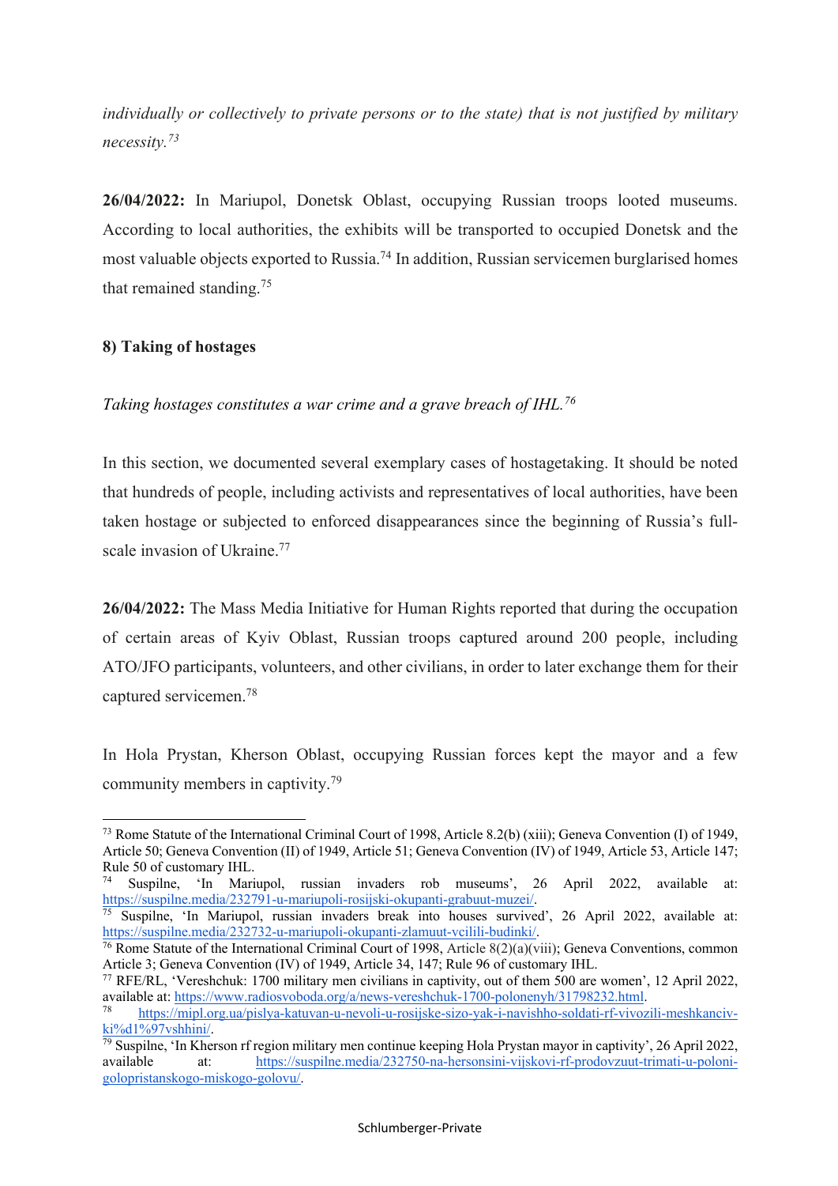*individually or collectively to private persons or to the state) that is not justified by military necessity.*[73]

**26/04/2022:** In Mariupol, Donetsk Oblast, occupying Russian troops looted museums. According to local authorities, the exhibits will be transported to occupied Donetsk and the most valuable objects exported to Russia.[74] In addition, Russian servicemen burglarised homes that remained standing.[75]

**8) Taking of hostages**

*Taking hostages constitutes a war crime and a grave breach of IHL.*[76]

In this section, we documented several exemplary cases of hostagetaking. It should be noted that hundreds of people, including activists and representatives of local authorities, have been taken hostage or subjected to enforced disappearances since the beginning of Russia's full-scale invasion of Ukraine.[77]

**26/04/2022:** The Mass Media Initiative for Human Rights reported that during the occupation of certain areas of Kyiv Oblast, Russian troops captured around 200 people, including ATO/JFO participants, volunteers, and other civilians, in order to later exchange them for their captured servicemen.[78]

In Hola Prystan, Kherson Oblast, occupying Russian forces kept the mayor and a few community members in captivity.[79]

---

[73] Rome Statute of the International Criminal Court of 1998, Article 8.2(b) (xiii); Geneva Convention (I) of 1949, Article 50; Geneva Convention (II) of 1949, Article 51; Geneva Convention (IV) of 1949, Article 53, Article 147; Rule 50 of customary IHL.

[74] Suspilne, 'In Mariupol, russian invaders rob museums', 26 April 2022, available at: https://suspilne.media/232791-u-mariupoli-rosijski-okupanti-grabuut-muzei/.

[75] Suspilne, 'In Mariupol, russian invaders break into houses survived', 26 April 2022, available at: https://suspilne.media/232732-u-mariupoli-okupanti-zlamuut-vcilili-budinki/.

[76] Rome Statute of the International Criminal Court of 1998, Article 8(2)(a)(viii); Geneva Conventions, common Article 3; Geneva Convention (IV) of 1949, Article 34, 147; Rule 96 of customary IHL.

[77] RFE/RL, 'Vereshchuk: 1700 military men civilians in captivity, out of them 500 are women', 12 April 2022, available at: https://www.radiosvoboda.org/a/news-vereshchuk-1700-polonenyh/31798232.html.

[78] https://mipl.org.ua/pislya-katuvan-u-nevoli-u-rosijske-sizo-yak-i-navishho-soldati-rf-vivozili-meshkanciv-ki%d1%97vshhini/.

[79] Suspilne, 'In Kherson rf region military men continue keeping Hola Prystan mayor in captivity', 26 April 2022, available at: https://suspilne.media/232750-na-hersonsini-vijskovi-rf-prodovzuut-trimati-u-poloni-golopristanskogo-miskogo-golovu/.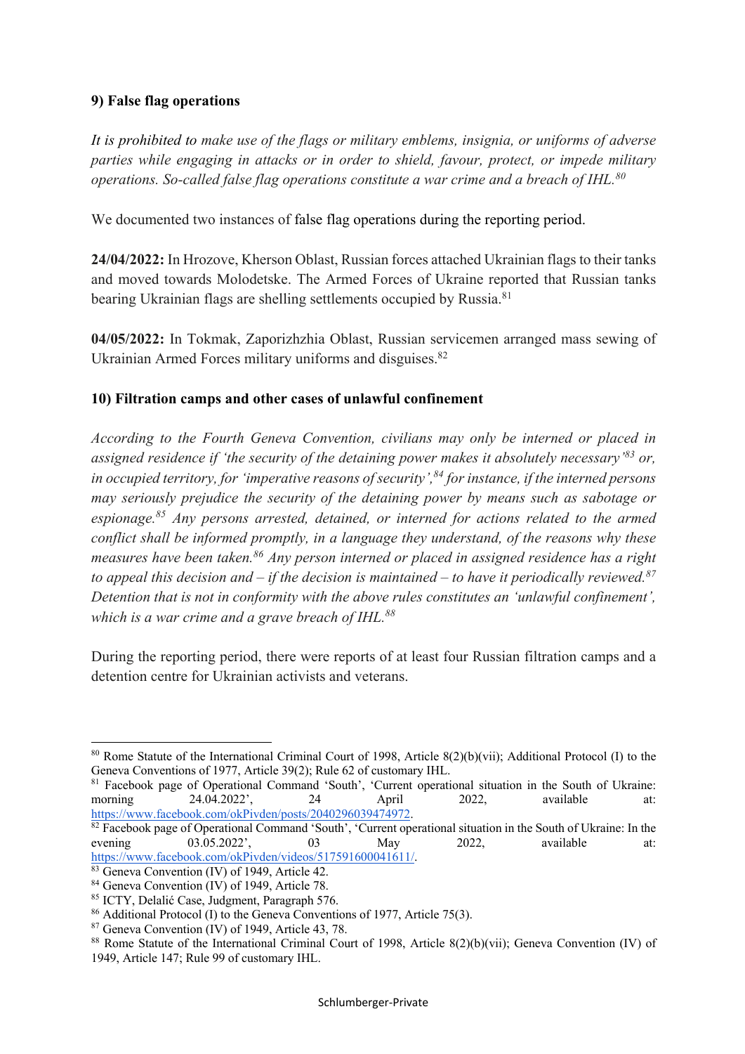**9) False flag operations**

*It is prohibited to make use of the flags or military emblems, insignia, or uniforms of adverse parties while engaging in attacks or in order to shield, favour, protect, or impede military operations. So-called false flag operations constitute a war crime and a breach of IHL.*[80]

We documented two instances of false flag operations during the reporting period.

**24/04/2022:** In Hrozove, Kherson Oblast, Russian forces attached Ukrainian flags to their tanks and moved towards Molodetske. The Armed Forces of Ukraine reported that Russian tanks bearing Ukrainian flags are shelling settlements occupied by Russia.[81]

**04/05/2022:** In Tokmak, Zaporizhzhia Oblast, Russian servicemen arranged mass sewing of Ukrainian Armed Forces military uniforms and disguises.[82]

**10) Filtration camps and other cases of unlawful confinement**

*According to the Fourth Geneva Convention, civilians may only be interned or placed in assigned residence if 'the security of the detaining power makes it absolutely necessary'*[83] *or, in occupied territory, for 'imperative reasons of security',*[84] *for instance, if the interned persons may seriously prejudice the security of the detaining power by means such as sabotage or espionage.*[85] *Any persons arrested, detained, or interned for actions related to the armed conflict shall be informed promptly, in a language they understand, of the reasons why these measures have been taken.*[86] *Any person interned or placed in assigned residence has a right to appeal this decision and – if the decision is maintained – to have it periodically reviewed.*[87] *Detention that is not in conformity with the above rules constitutes an 'unlawful confinement', which is a war crime and a grave breach of IHL.*[88]

During the reporting period, there were reports of at least four Russian filtration camps and a detention centre for Ukrainian activists and veterans.

---

[80] Rome Statute of the International Criminal Court of 1998, Article 8(2)(b)(vii); Additional Protocol (I) to the Geneva Conventions of 1977, Article 39(2); Rule 62 of customary IHL.

[81] Facebook page of Operational Command 'South', 'Current operational situation in the South of Ukraine: morning 24.04.2022', 24 April 2022, available at: https://www.facebook.com/okPivden/posts/2040296039474972.

[82] Facebook page of Operational Command 'South', 'Current operational situation in the South of Ukraine: In the evening 03.05.2022', 03 May 2022, available at: https://www.facebook.com/okPivden/videos/517591600041611/.

[83] Geneva Convention (IV) of 1949, Article 42.

[84] Geneva Convention (IV) of 1949, Article 78.

[85] ICTY, Delalić Case, Judgment, Paragraph 576.

[86] Additional Protocol (I) to the Geneva Conventions of 1977, Article 75(3).

[87] Geneva Convention (IV) of 1949, Article 43, 78.

[88] Rome Statute of the International Criminal Court of 1998, Article 8(2)(b)(vii); Geneva Convention (IV) of 1949, Article 147; Rule 99 of customary IHL.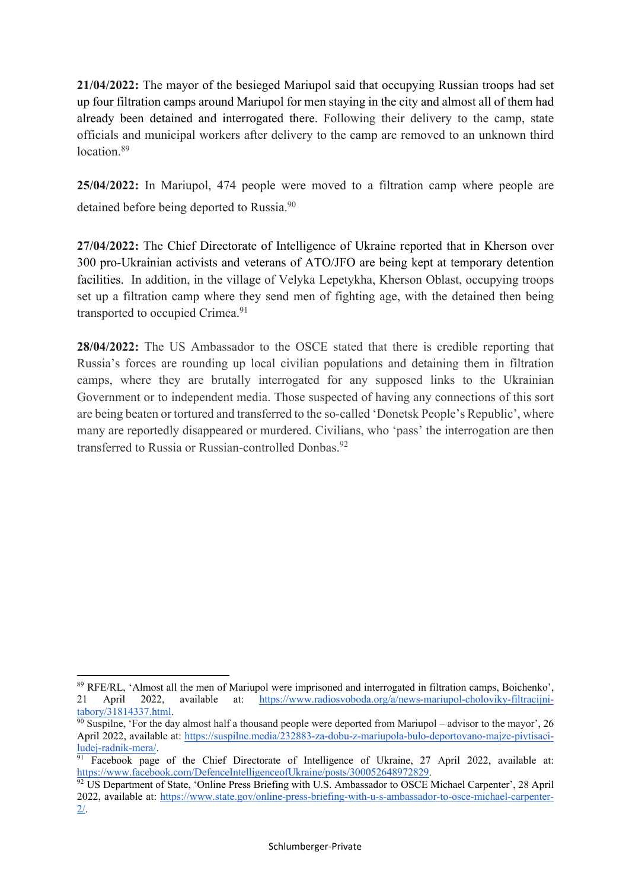**21/04/2022:** The mayor of the besieged Mariupol said that occupying Russian troops had set up four filtration camps around Mariupol for men staying in the city and almost all of them had already been detained and interrogated there. Following their delivery to the camp, state officials and municipal workers after delivery to the camp are removed to an unknown third location.[89]

**25/04/2022:** In Mariupol, 474 people were moved to a filtration camp where people are detained before being deported to Russia.[90]

**27/04/2022:** The Chief Directorate of Intelligence of Ukraine reported that in Kherson over 300 pro-Ukrainian activists and veterans of ATO/JFO are being kept at temporary detention facilities. In addition, in the village of Velyka Lepetykha, Kherson Oblast, occupying troops set up a filtration camp where they send men of fighting age, with the detained then being transported to occupied Crimea.[91]

**28/04/2022:** The US Ambassador to the OSCE stated that there is credible reporting that Russia's forces are rounding up local civilian populations and detaining them in filtration camps, where they are brutally interrogated for any supposed links to the Ukrainian Government or to independent media. Those suspected of having any connections of this sort are being beaten or tortured and transferred to the so-called 'Donetsk People's Republic', where many are reportedly disappeared or murdered. Civilians, who 'pass' the interrogation are then transferred to Russia or Russian-controlled Donbas.[92]

---

[89] RFE/RL, 'Almost all the men of Mariupol were imprisoned and interrogated in filtration camps, Boichenko', 21 April 2022, available at: https://www.radiosvoboda.org/a/news-mariupol-choloviky-filtracijni-tabory/31814337.html.

[90] Suspilne, 'For the day almost half a thousand people were deported from Mariupol – advisor to the mayor', 26 April 2022, available at: https://suspilne.media/232883-za-dobu-z-mariupola-bulo-deportovano-majze-pivtisaci-ludej-radnik-mera/.

[91] Facebook page of the Chief Directorate of Intelligence of Ukraine, 27 April 2022, available at: https://www.facebook.com/DefenceIntelligenceofUkraine/posts/300052648972829.

[92] US Department of State, 'Online Press Briefing with U.S. Ambassador to OSCE Michael Carpenter', 28 April 2022, available at: https://www.state.gov/online-press-briefing-with-u-s-ambassador-to-osce-michael-carpenter-2/.